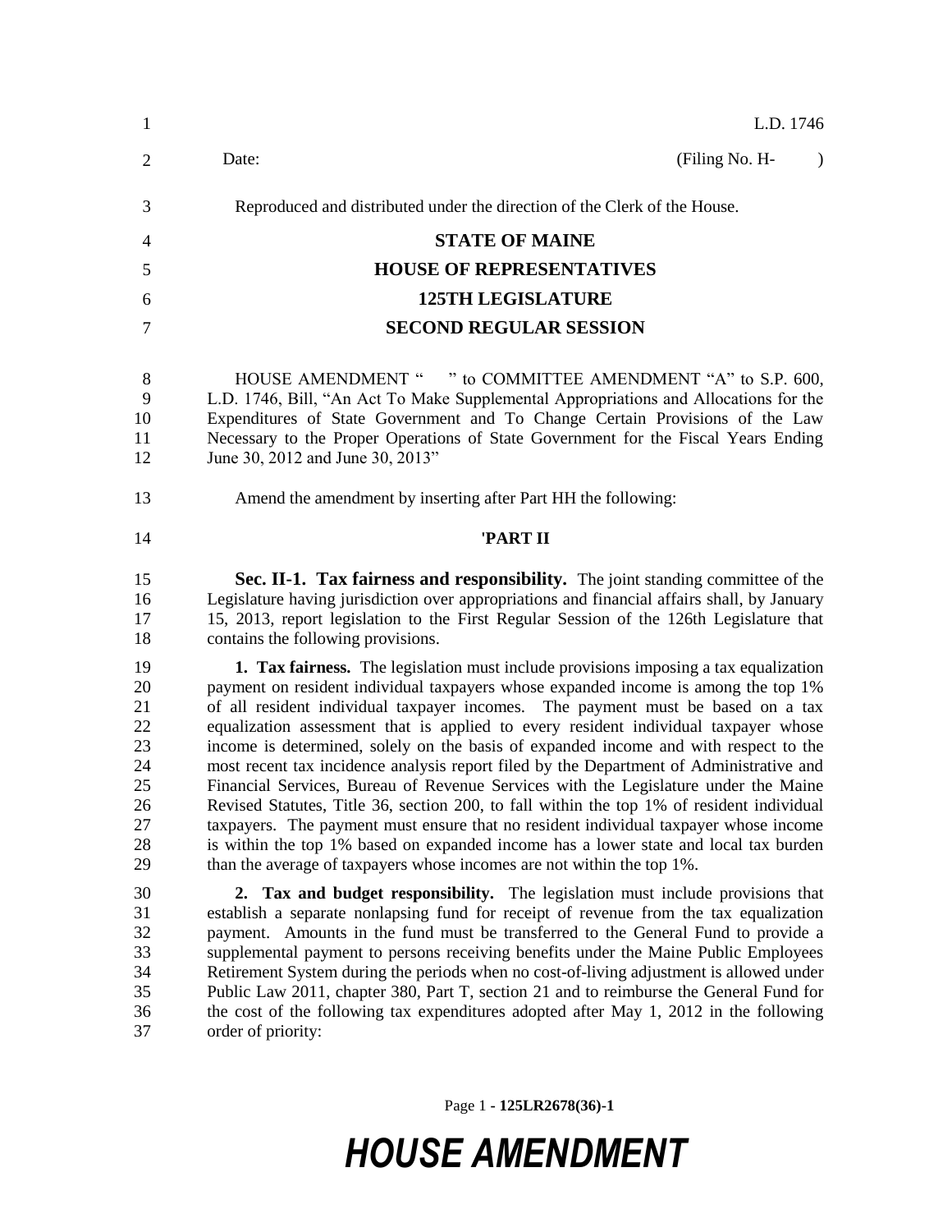L.D. 1746

Date: (Filing No. H- )

Reproduced and distributed under the direction of the Clerk of the House.

# STATE OF MAINE
## HOUSE OF REPRESENTATIVES
## 125TH LEGISLATURE
## SECOND REGULAR SESSION

HOUSE AMENDMENT " " to COMMITTEE AMENDMENT "A" to S.P. 600, L.D. 1746, Bill, "An Act To Make Supplemental Appropriations and Allocations for the Expenditures of State Government and To Change Certain Provisions of the Law Necessary to the Proper Operations of State Government for the Fiscal Years Ending June 30, 2012 and June 30, 2013"

Amend the amendment by inserting after Part HH the following:

**'PART II**

**Sec. II-1. Tax fairness and responsibility.** The joint standing committee of the Legislature having jurisdiction over appropriations and financial affairs shall, by January 15, 2013, report legislation to the First Regular Session of the 126th Legislature that contains the following provisions.

**1. Tax fairness.** The legislation must include provisions imposing a tax equalization payment on resident individual taxpayers whose expanded income is among the top 1% of all resident individual taxpayer incomes. The payment must be based on a tax equalization assessment that is applied to every resident individual taxpayer whose income is determined, solely on the basis of expanded income and with respect to the most recent tax incidence analysis report filed by the Department of Administrative and Financial Services, Bureau of Revenue Services with the Legislature under the Maine Revised Statutes, Title 36, section 200, to fall within the top 1% of resident individual taxpayers. The payment must ensure that no resident individual taxpayer whose income is within the top 1% based on expanded income has a lower state and local tax burden than the average of taxpayers whose incomes are not within the top 1%.

**2. Tax and budget responsibility.** The legislation must include provisions that establish a separate nonlapsing fund for receipt of revenue from the tax equalization payment. Amounts in the fund must be transferred to the General Fund to provide a supplemental payment to persons receiving benefits under the Maine Public Employees Retirement System during the periods when no cost-of-living adjustment is allowed under Public Law 2011, chapter 380, Part T, section 21 and to reimburse the General Fund for the cost of the following tax expenditures adopted after May 1, 2012 in the following order of priority: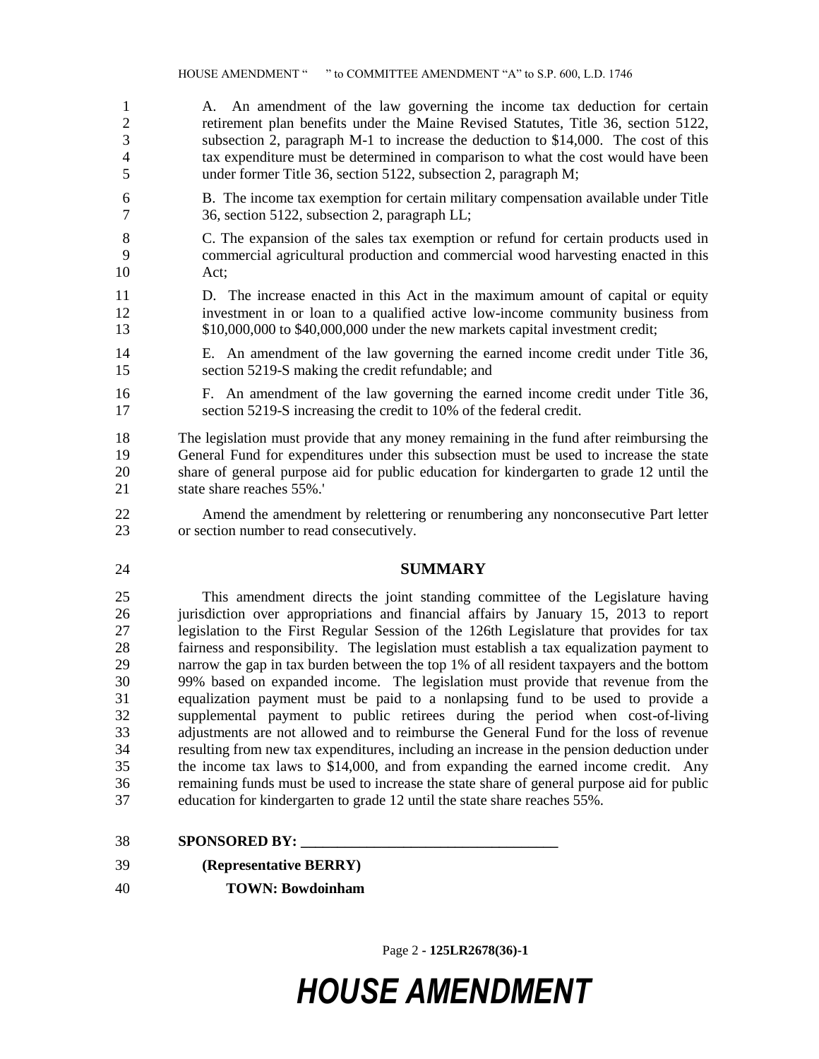A. An amendment of the law governing the income tax deduction for certain retirement plan benefits under the Maine Revised Statutes, Title 36, section 5122, subsection 2, paragraph M-1 to increase the deduction to $14,000. The cost of this tax expenditure must be determined in comparison to what the cost would have been under former Title 36, section 5122, subsection 2, paragraph M;

B. The income tax exemption for certain military compensation available under Title 36, section 5122, subsection 2, paragraph LL;

C. The expansion of the sales tax exemption or refund for certain products used in commercial agricultural production and commercial wood harvesting enacted in this Act;

D. The increase enacted in this Act in the maximum amount of capital or equity investment in or loan to a qualified active low-income community business from $10,000,000 to $40,000,000 under the new markets capital investment credit;

E. An amendment of the law governing the earned income credit under Title 36, section 5219-S making the credit refundable; and

F. An amendment of the law governing the earned income credit under Title 36, section 5219-S increasing the credit to 10% of the federal credit.

The legislation must provide that any money remaining in the fund after reimbursing the General Fund for expenditures under this subsection must be used to increase the state share of general purpose aid for public education for kindergarten to grade 12 until the state share reaches 55%.'

Amend the amendment by relettering or renumbering any nonconsecutive Part letter or section number to read consecutively.

## SUMMARY

This amendment directs the joint standing committee of the Legislature having jurisdiction over appropriations and financial affairs by January 15, 2013 to report legislation to the First Regular Session of the 126th Legislature that provides for tax fairness and responsibility. The legislation must establish a tax equalization payment to narrow the gap in tax burden between the top 1% of all resident taxpayers and the bottom 99% based on expanded income. The legislation must provide that revenue from the equalization payment must be paid to a nonlapsing fund to be used to provide a supplemental payment to public retirees during the period when cost-of-living adjustments are not allowed and to reimburse the General Fund for the loss of revenue resulting from new tax expenditures, including an increase in the pension deduction under the income tax laws to $14,000, and from expanding the earned income credit. Any remaining funds must be used to increase the state share of general purpose aid for public education for kindergarten to grade 12 until the state share reaches 55%.

**SPONSORED BY: ___________________________________**

**(Representative BERRY)**

**TOWN: Bowdoinham**